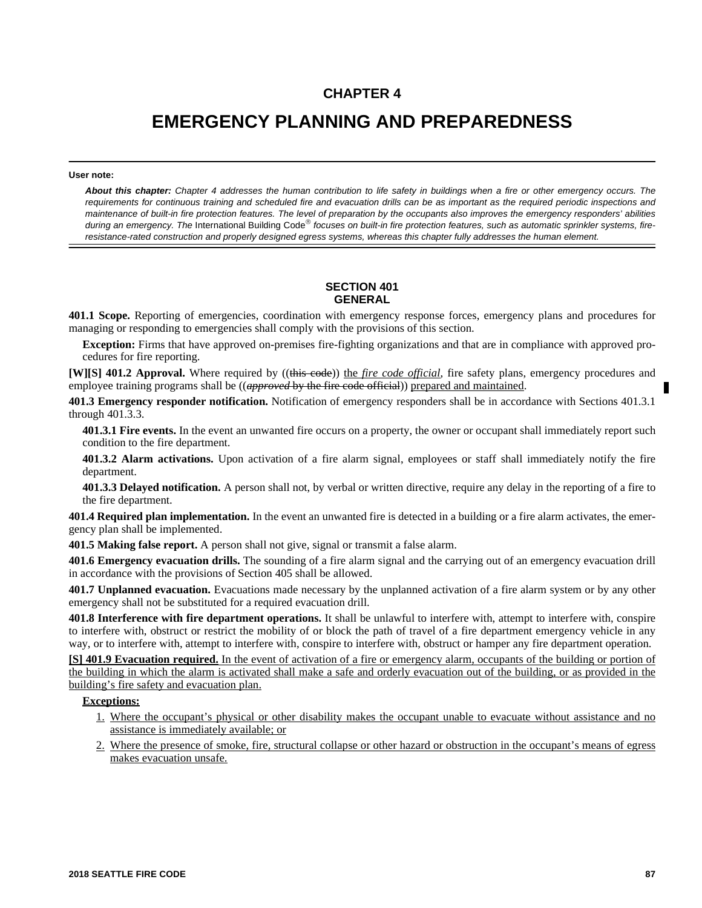# CHAPTER 4

# EMERGENCY PLANNING AND PREPAREDNESS

**User note:**

***About this chapter:*** *Chapter 4 addresses the human contribution to life safety in buildings when a fire or other emergency occurs. The requirements for continuous training and scheduled fire and evacuation drills can be as important as the required periodic inspections and maintenance of built-in fire protection features. The level of preparation by the occupants also improves the emergency responders' abilities during an emergency. The* International Building Code® *focuses on built-in fire protection features, such as automatic sprinkler systems, fire-resistance-rated construction and properly designed egress systems, whereas this chapter fully addresses the human element.*

## SECTION 401
## GENERAL

**401.1 Scope.** Reporting of emergencies, coordination with emergency response forces, emergency plans and procedures for managing or responding to emergencies shall comply with the provisions of this section.

**Exception:** Firms that have approved on-premises fire-fighting organizations and that are in compliance with approved procedures for fire reporting.

**[W][S] 401.2 Approval.** Where required by ((~~this code~~)) <u>the *fire code official*</u>, fire safety plans, emergency procedures and employee training programs shall be ((~~*approved* by the fire code official~~)) <u>prepared and maintained</u>.

**401.3 Emergency responder notification.** Notification of emergency responders shall be in accordance with Sections 401.3.1 through 401.3.3.

**401.3.1 Fire events.** In the event an unwanted fire occurs on a property, the owner or occupant shall immediately report such condition to the fire department.

**401.3.2 Alarm activations.** Upon activation of a fire alarm signal, employees or staff shall immediately notify the fire department.

**401.3.3 Delayed notification.** A person shall not, by verbal or written directive, require any delay in the reporting of a fire to the fire department.

**401.4 Required plan implementation.** In the event an unwanted fire is detected in a building or a fire alarm activates, the emergency plan shall be implemented.

**401.5 Making false report.** A person shall not give, signal or transmit a false alarm.

**401.6 Emergency evacuation drills.** The sounding of a fire alarm signal and the carrying out of an emergency evacuation drill in accordance with the provisions of Section 405 shall be allowed.

**401.7 Unplanned evacuation.** Evacuations made necessary by the unplanned activation of a fire alarm system or by any other emergency shall not be substituted for a required evacuation drill.

**401.8 Interference with fire department operations.** It shall be unlawful to interfere with, attempt to interfere with, conspire to interfere with, obstruct or restrict the mobility of or block the path of travel of a fire department emergency vehicle in any way, or to interfere with, attempt to interfere with, conspire to interfere with, obstruct or hamper any fire department operation.

<u>**[S] 401.9 Evacuation required.** In the event of activation of a fire or emergency alarm, occupants of the building or portion of the building in which the alarm is activated shall make a safe and orderly evacuation out of the building, or as provided in the building's fire safety and evacuation plan.</u>

<u>**Exceptions:**</u>

1. <u>Where the occupant's physical or other disability makes the occupant unable to evacuate without assistance and no assistance is immediately available; or</u>
2. <u>Where the presence of smoke, fire, structural collapse or other hazard or obstruction in the occupant's means of egress makes evacuation unsafe.</u>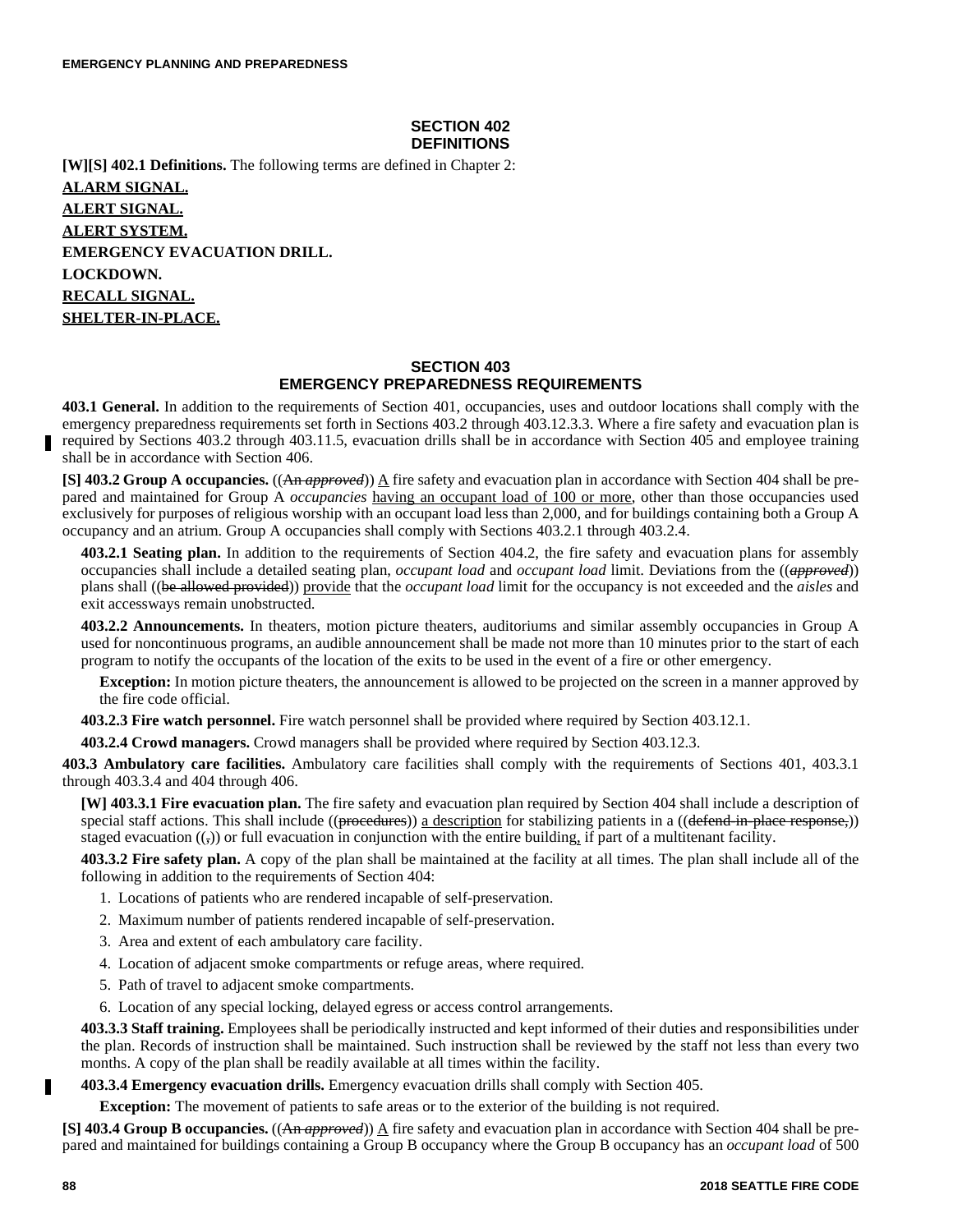## SECTION 402
## DEFINITIONS

**[W][S] 402.1 Definitions.** The following terms are defined in Chapter 2:

**ALARM SIGNAL.**

**ALERT SIGNAL.**

**ALERT SYSTEM.**

**EMERGENCY EVACUATION DRILL.**

**LOCKDOWN.**

**RECALL SIGNAL.**

**SHELTER-IN-PLACE.**

## SECTION 403
## EMERGENCY PREPAREDNESS REQUIREMENTS

**403.1 General.** In addition to the requirements of Section 401, occupancies, uses and outdoor locations shall comply with the emergency preparedness requirements set forth in Sections 403.2 through 403.12.3.3. Where a fire safety and evacuation plan is required by Sections 403.2 through 403.11.5, evacuation drills shall be in accordance with Section 405 and employee training shall be in accordance with Section 406.

**[S] 403.2 Group A occupancies.** ((~~An *approved*~~)) A fire safety and evacuation plan in accordance with Section 404 shall be prepared and maintained for Group A *occupancies* having an occupant load of 100 or more, other than those occupancies used exclusively for purposes of religious worship with an occupant load less than 2,000, and for buildings containing both a Group A occupancy and an atrium. Group A occupancies shall comply with Sections 403.2.1 through 403.2.4.

**403.2.1 Seating plan.** In addition to the requirements of Section 404.2, the fire safety and evacuation plans for assembly occupancies shall include a detailed seating plan, *occupant load* and *occupant load* limit. Deviations from the ((~~*approved*~~)) plans shall ((~~be allowed provided~~)) provide that the *occupant load* limit for the occupancy is not exceeded and the *aisles* and exit accessways remain unobstructed.

**403.2.2 Announcements.** In theaters, motion picture theaters, auditoriums and similar assembly occupancies in Group A used for noncontinuous programs, an audible announcement shall be made not more than 10 minutes prior to the start of each program to notify the occupants of the location of the exits to be used in the event of a fire or other emergency.

**Exception:** In motion picture theaters, the announcement is allowed to be projected on the screen in a manner approved by the fire code official.

**403.2.3 Fire watch personnel.** Fire watch personnel shall be provided where required by Section 403.12.1.

**403.2.4 Crowd managers.** Crowd managers shall be provided where required by Section 403.12.3.

**403.3 Ambulatory care facilities.** Ambulatory care facilities shall comply with the requirements of Sections 401, 403.3.1 through 403.3.4 and 404 through 406.

**[W] 403.3.1 Fire evacuation plan.** The fire safety and evacuation plan required by Section 404 shall include a description of special staff actions. This shall include ((~~procedures~~)) a description for stabilizing patients in a ((~~defend-in-place response,~~)) staged evacuation ((~~,~~)) or full evacuation in conjunction with the entire building, if part of a multitenant facility.

**403.3.2 Fire safety plan.** A copy of the plan shall be maintained at the facility at all times. The plan shall include all of the following in addition to the requirements of Section 404:

1. Locations of patients who are rendered incapable of self-preservation.
2. Maximum number of patients rendered incapable of self-preservation.
3. Area and extent of each ambulatory care facility.
4. Location of adjacent smoke compartments or refuge areas, where required.
5. Path of travel to adjacent smoke compartments.
6. Location of any special locking, delayed egress or access control arrangements.

**403.3.3 Staff training.** Employees shall be periodically instructed and kept informed of their duties and responsibilities under the plan. Records of instruction shall be maintained. Such instruction shall be reviewed by the staff not less than every two months. A copy of the plan shall be readily available at all times within the facility.

**403.3.4 Emergency evacuation drills.** Emergency evacuation drills shall comply with Section 405.

**Exception:** The movement of patients to safe areas or to the exterior of the building is not required.

**[S] 403.4 Group B occupancies.** ((~~An *approved*~~)) A fire safety and evacuation plan in accordance with Section 404 shall be prepared and maintained for buildings containing a Group B occupancy where the Group B occupancy has an *occupant load* of 500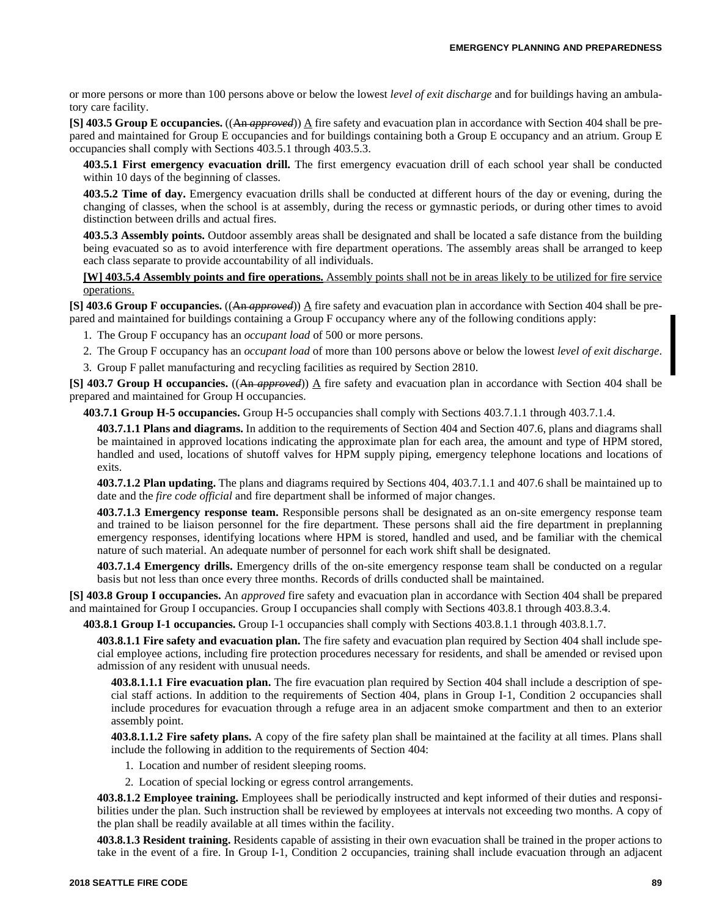or more persons or more than 100 persons above or below the lowest *level of exit discharge* and for buildings having an ambulatory care facility.

**[S] 403.5 Group E occupancies.** ((~~An~~ ~~*approved*~~)) A fire safety and evacuation plan in accordance with Section 404 shall be prepared and maintained for Group E occupancies and for buildings containing both a Group E occupancy and an atrium. Group E occupancies shall comply with Sections 403.5.1 through 403.5.3.

**403.5.1 First emergency evacuation drill.** The first emergency evacuation drill of each school year shall be conducted within 10 days of the beginning of classes.

**403.5.2 Time of day.** Emergency evacuation drills shall be conducted at different hours of the day or evening, during the changing of classes, when the school is at assembly, during the recess or gymnastic periods, or during other times to avoid distinction between drills and actual fires.

**403.5.3 Assembly points.** Outdoor assembly areas shall be designated and shall be located a safe distance from the building being evacuated so as to avoid interference with fire department operations. The assembly areas shall be arranged to keep each class separate to provide accountability of all individuals.

**[W] 403.5.4 Assembly points and fire operations.** Assembly points shall not be in areas likely to be utilized for fire service operations.

**[S] 403.6 Group F occupancies.** ((~~An~~ ~~*approved*~~)) A fire safety and evacuation plan in accordance with Section 404 shall be prepared and maintained for buildings containing a Group F occupancy where any of the following conditions apply:

1. The Group F occupancy has an *occupant load* of 500 or more persons.
2. The Group F occupancy has an *occupant load* of more than 100 persons above or below the lowest *level of exit discharge*.
3. Group F pallet manufacturing and recycling facilities as required by Section 2810.

**[S] 403.7 Group H occupancies.** ((~~An~~ ~~*approved*~~)) A fire safety and evacuation plan in accordance with Section 404 shall be prepared and maintained for Group H occupancies.

**403.7.1 Group H-5 occupancies.** Group H-5 occupancies shall comply with Sections 403.7.1.1 through 403.7.1.4.

**403.7.1.1 Plans and diagrams.** In addition to the requirements of Section 404 and Section 407.6, plans and diagrams shall be maintained in approved locations indicating the approximate plan for each area, the amount and type of HPM stored, handled and used, locations of shutoff valves for HPM supply piping, emergency telephone locations and locations of exits.

**403.7.1.2 Plan updating.** The plans and diagrams required by Sections 404, 403.7.1.1 and 407.6 shall be maintained up to date and the *fire code official* and fire department shall be informed of major changes.

**403.7.1.3 Emergency response team.** Responsible persons shall be designated as an on-site emergency response team and trained to be liaison personnel for the fire department. These persons shall aid the fire department in preplanning emergency responses, identifying locations where HPM is stored, handled and used, and be familiar with the chemical nature of such material. An adequate number of personnel for each work shift shall be designated.

**403.7.1.4 Emergency drills.** Emergency drills of the on-site emergency response team shall be conducted on a regular basis but not less than once every three months. Records of drills conducted shall be maintained.

**[S] 403.8 Group I occupancies.** An *approved* fire safety and evacuation plan in accordance with Section 404 shall be prepared and maintained for Group I occupancies. Group I occupancies shall comply with Sections 403.8.1 through 403.8.3.4.

**403.8.1 Group I-1 occupancies.** Group I-1 occupancies shall comply with Sections 403.8.1.1 through 403.8.1.7.

**403.8.1.1 Fire safety and evacuation plan.** The fire safety and evacuation plan required by Section 404 shall include special employee actions, including fire protection procedures necessary for residents, and shall be amended or revised upon admission of any resident with unusual needs.

**403.8.1.1.1 Fire evacuation plan.** The fire evacuation plan required by Section 404 shall include a description of special staff actions. In addition to the requirements of Section 404, plans in Group I-1, Condition 2 occupancies shall include procedures for evacuation through a refuge area in an adjacent smoke compartment and then to an exterior assembly point.

**403.8.1.1.2 Fire safety plans.** A copy of the fire safety plan shall be maintained at the facility at all times. Plans shall include the following in addition to the requirements of Section 404:

1. Location and number of resident sleeping rooms.
2. Location of special locking or egress control arrangements.

**403.8.1.2 Employee training.** Employees shall be periodically instructed and kept informed of their duties and responsibilities under the plan. Such instruction shall be reviewed by employees at intervals not exceeding two months. A copy of the plan shall be readily available at all times within the facility.

**403.8.1.3 Resident training.** Residents capable of assisting in their own evacuation shall be trained in the proper actions to take in the event of a fire. In Group I-1, Condition 2 occupancies, training shall include evacuation through an adjacent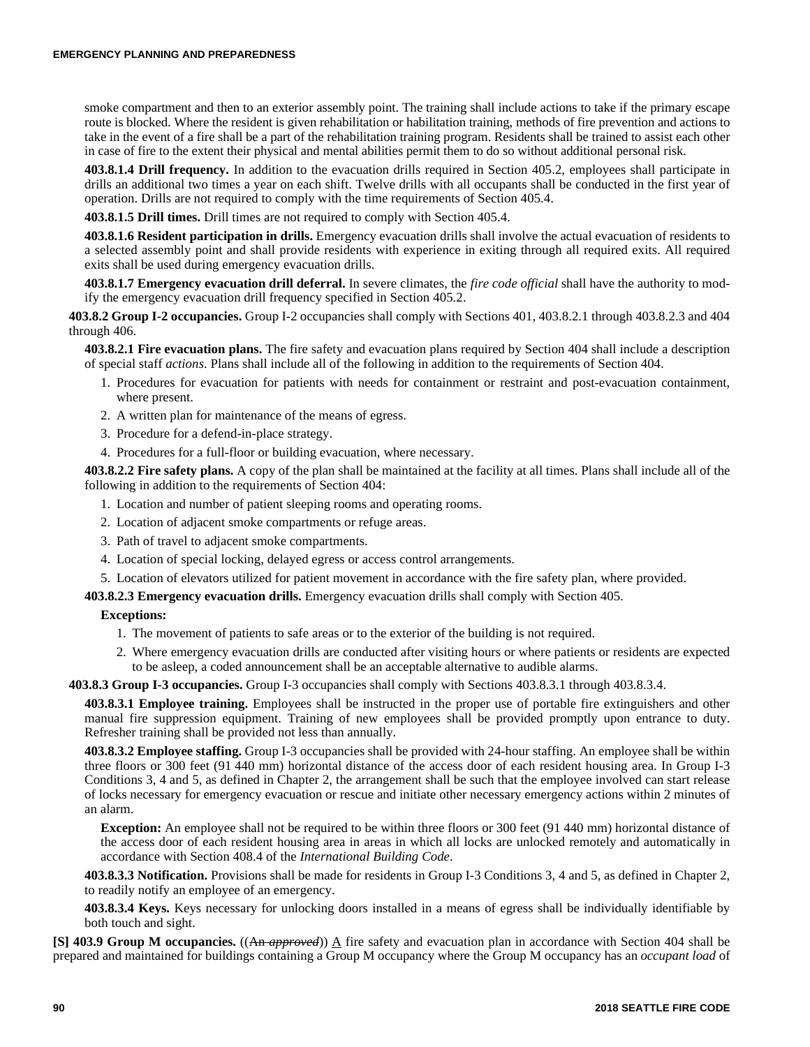smoke compartment and then to an exterior assembly point. The training shall include actions to take if the primary escape route is blocked. Where the resident is given rehabilitation or habilitation training, methods of fire prevention and actions to take in the event of a fire shall be a part of the rehabilitation training program. Residents shall be trained to assist each other in case of fire to the extent their physical and mental abilities permit them to do so without additional personal risk.

**403.8.1.4 Drill frequency.** In addition to the evacuation drills required in Section 405.2, employees shall participate in drills an additional two times a year on each shift. Twelve drills with all occupants shall be conducted in the first year of operation. Drills are not required to comply with the time requirements of Section 405.4.

**403.8.1.5 Drill times.** Drill times are not required to comply with Section 405.4.

**403.8.1.6 Resident participation in drills.** Emergency evacuation drills shall involve the actual evacuation of residents to a selected assembly point and shall provide residents with experience in exiting through all required exits. All required exits shall be used during emergency evacuation drills.

**403.8.1.7 Emergency evacuation drill deferral.** In severe climates, the *fire code official* shall have the authority to modify the emergency evacuation drill frequency specified in Section 405.2.

**403.8.2 Group I-2 occupancies.** Group I-2 occupancies shall comply with Sections 401, 403.8.2.1 through 403.8.2.3 and 404 through 406.

**403.8.2.1 Fire evacuation plans.** The fire safety and evacuation plans required by Section 404 shall include a description of special staff *actions*. Plans shall include all of the following in addition to the requirements of Section 404.

1. Procedures for evacuation for patients with needs for containment or restraint and post-evacuation containment, where present.
2. A written plan for maintenance of the means of egress.
3. Procedure for a defend-in-place strategy.
4. Procedures for a full-floor or building evacuation, where necessary.

**403.8.2.2 Fire safety plans.** A copy of the plan shall be maintained at the facility at all times. Plans shall include all of the following in addition to the requirements of Section 404:

1. Location and number of patient sleeping rooms and operating rooms.
2. Location of adjacent smoke compartments or refuge areas.
3. Path of travel to adjacent smoke compartments.
4. Location of special locking, delayed egress or access control arrangements.
5. Location of elevators utilized for patient movement in accordance with the fire safety plan, where provided.

**403.8.2.3 Emergency evacuation drills.** Emergency evacuation drills shall comply with Section 405.

**Exceptions:**

1. The movement of patients to safe areas or to the exterior of the building is not required.
2. Where emergency evacuation drills are conducted after visiting hours or where patients or residents are expected to be asleep, a coded announcement shall be an acceptable alternative to audible alarms.

**403.8.3 Group I-3 occupancies.** Group I-3 occupancies shall comply with Sections 403.8.3.1 through 403.8.3.4.

**403.8.3.1 Employee training.** Employees shall be instructed in the proper use of portable fire extinguishers and other manual fire suppression equipment. Training of new employees shall be provided promptly upon entrance to duty. Refresher training shall be provided not less than annually.

**403.8.3.2 Employee staffing.** Group I-3 occupancies shall be provided with 24-hour staffing. An employee shall be within three floors or 300 feet (91 440 mm) horizontal distance of the access door of each resident housing area. In Group I-3 Conditions 3, 4 and 5, as defined in Chapter 2, the arrangement shall be such that the employee involved can start release of locks necessary for emergency evacuation or rescue and initiate other necessary emergency actions within 2 minutes of an alarm.

**Exception:** An employee shall not be required to be within three floors or 300 feet (91 440 mm) horizontal distance of the access door of each resident housing area in areas in which all locks are unlocked remotely and automatically in accordance with Section 408.4 of the *International Building Code*.

**403.8.3.3 Notification.** Provisions shall be made for residents in Group I-3 Conditions 3, 4 and 5, as defined in Chapter 2, to readily notify an employee of an emergency.

**403.8.3.4 Keys.** Keys necessary for unlocking doors installed in a means of egress shall be individually identifiable by both touch and sight.

**[S] 403.9 Group M occupancies.** ((~~An *approved*~~)) A fire safety and evacuation plan in accordance with Section 404 shall be prepared and maintained for buildings containing a Group M occupancy where the Group M occupancy has an *occupant load* of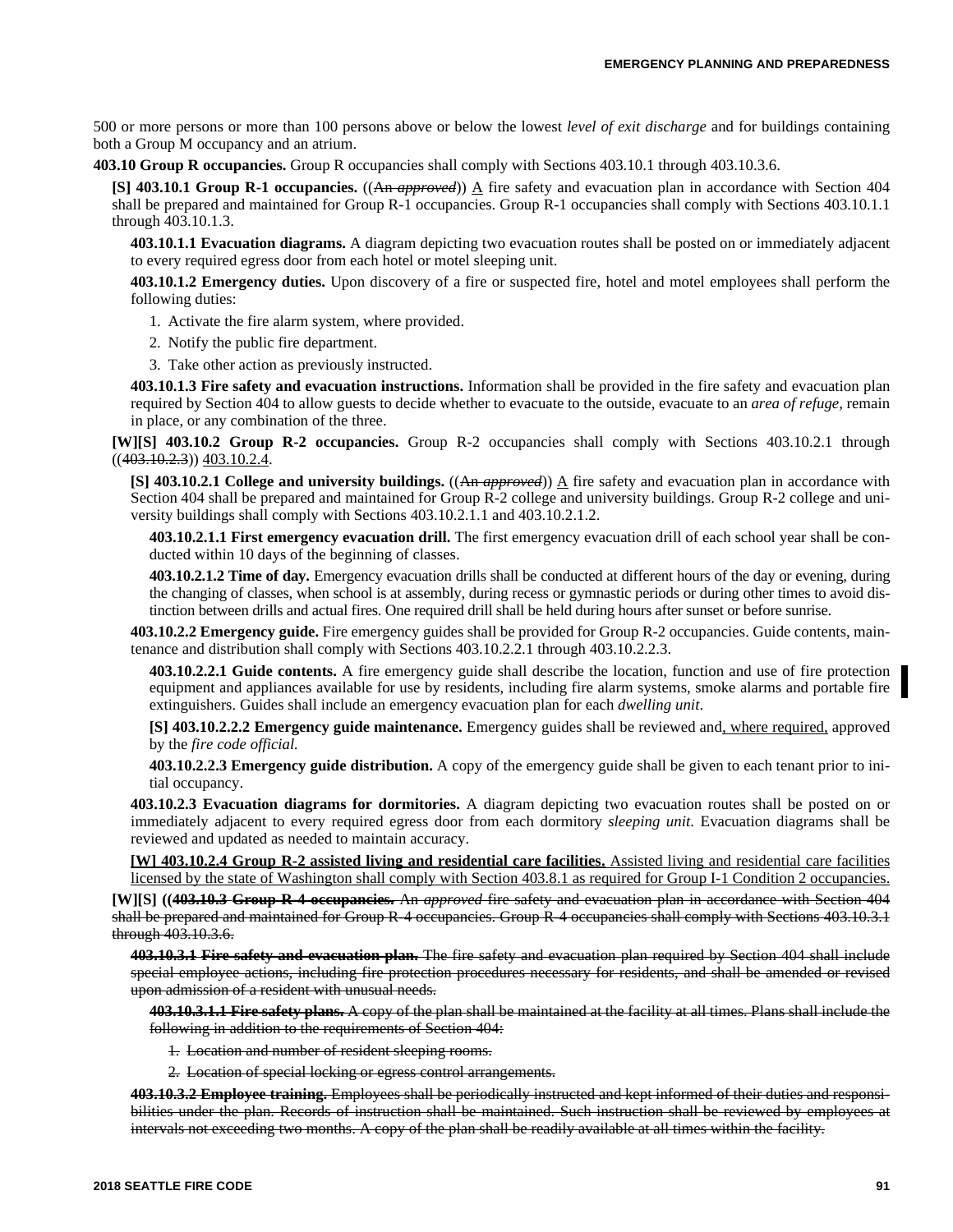500 or more persons or more than 100 persons above or below the lowest *level of exit discharge* and for buildings containing both a Group M occupancy and an atrium.

**403.10 Group R occupancies.** Group R occupancies shall comply with Sections 403.10.1 through 403.10.3.6.

**[S] 403.10.1 Group R-1 occupancies.** ((~~An *approved*~~)) A fire safety and evacuation plan in accordance with Section 404 shall be prepared and maintained for Group R-1 occupancies. Group R-1 occupancies shall comply with Sections 403.10.1.1 through 403.10.1.3.

**403.10.1.1 Evacuation diagrams.** A diagram depicting two evacuation routes shall be posted on or immediately adjacent to every required egress door from each hotel or motel sleeping unit.

**403.10.1.2 Emergency duties.** Upon discovery of a fire or suspected fire, hotel and motel employees shall perform the following duties:

1. Activate the fire alarm system, where provided.
2. Notify the public fire department.
3. Take other action as previously instructed.

**403.10.1.3 Fire safety and evacuation instructions.** Information shall be provided in the fire safety and evacuation plan required by Section 404 to allow guests to decide whether to evacuate to the outside, evacuate to an *area of refuge,* remain in place, or any combination of the three.

**[W][S] 403.10.2 Group R-2 occupancies.** Group R-2 occupancies shall comply with Sections 403.10.2.1 through ((~~403.10.2.3~~)) 403.10.2.4.

**[S] 403.10.2.1 College and university buildings.** ((~~An *approved*~~)) A fire safety and evacuation plan in accordance with Section 404 shall be prepared and maintained for Group R-2 college and university buildings. Group R-2 college and university buildings shall comply with Sections 403.10.2.1.1 and 403.10.2.1.2.

**403.10.2.1.1 First emergency evacuation drill.** The first emergency evacuation drill of each school year shall be conducted within 10 days of the beginning of classes.

**403.10.2.1.2 Time of day.** Emergency evacuation drills shall be conducted at different hours of the day or evening, during the changing of classes, when school is at assembly, during recess or gymnastic periods or during other times to avoid distinction between drills and actual fires. One required drill shall be held during hours after sunset or before sunrise.

**403.10.2.2 Emergency guide.** Fire emergency guides shall be provided for Group R-2 occupancies. Guide contents, maintenance and distribution shall comply with Sections 403.10.2.2.1 through 403.10.2.2.3.

**403.10.2.2.1 Guide contents.** A fire emergency guide shall describe the location, function and use of fire protection equipment and appliances available for use by residents, including fire alarm systems, smoke alarms and portable fire extinguishers. Guides shall include an emergency evacuation plan for each *dwelling unit*.

**[S] 403.10.2.2.2 Emergency guide maintenance.** Emergency guides shall be reviewed and, where required, approved by the *fire code official.*

**403.10.2.2.3 Emergency guide distribution.** A copy of the emergency guide shall be given to each tenant prior to initial occupancy.

**403.10.2.3 Evacuation diagrams for dormitories.** A diagram depicting two evacuation routes shall be posted on or immediately adjacent to every required egress door from each dormitory *sleeping unit*. Evacuation diagrams shall be reviewed and updated as needed to maintain accuracy.

**[W] 403.10.2.4 Group R-2 assisted living and residential care facilities.** Assisted living and residential care facilities licensed by the state of Washington shall comply with Section 403.8.1 as required for Group I-1 Condition 2 occupancies.

**[W][S]** ((~~**403.10.3 Group R-4 occupancies.** An *approved* fire safety and evacuation plan in accordance with Section 404 shall be prepared and maintained for Group R-4 occupancies. Group R-4 occupancies shall comply with Sections 403.10.3.1 through 403.10.3.6.~~

~~**403.10.3.1 Fire safety and evacuation plan.** The fire safety and evacuation plan required by Section 404 shall include special employee actions, including fire protection procedures necessary for residents, and shall be amended or revised upon admission of a resident with unusual needs.~~

~~**403.10.3.1.1 Fire safety plans.** A copy of the plan shall be maintained at the facility at all times. Plans shall include the following in addition to the requirements of Section 404:~~

1. ~~Location and number of resident sleeping rooms.~~
2. ~~Location of special locking or egress control arrangements.~~

~~**403.10.3.2 Employee training.** Employees shall be periodically instructed and kept informed of their duties and responsibilities under the plan. Records of instruction shall be maintained. Such instruction shall be reviewed by employees at intervals not exceeding two months. A copy of the plan shall be readily available at all times within the facility.~~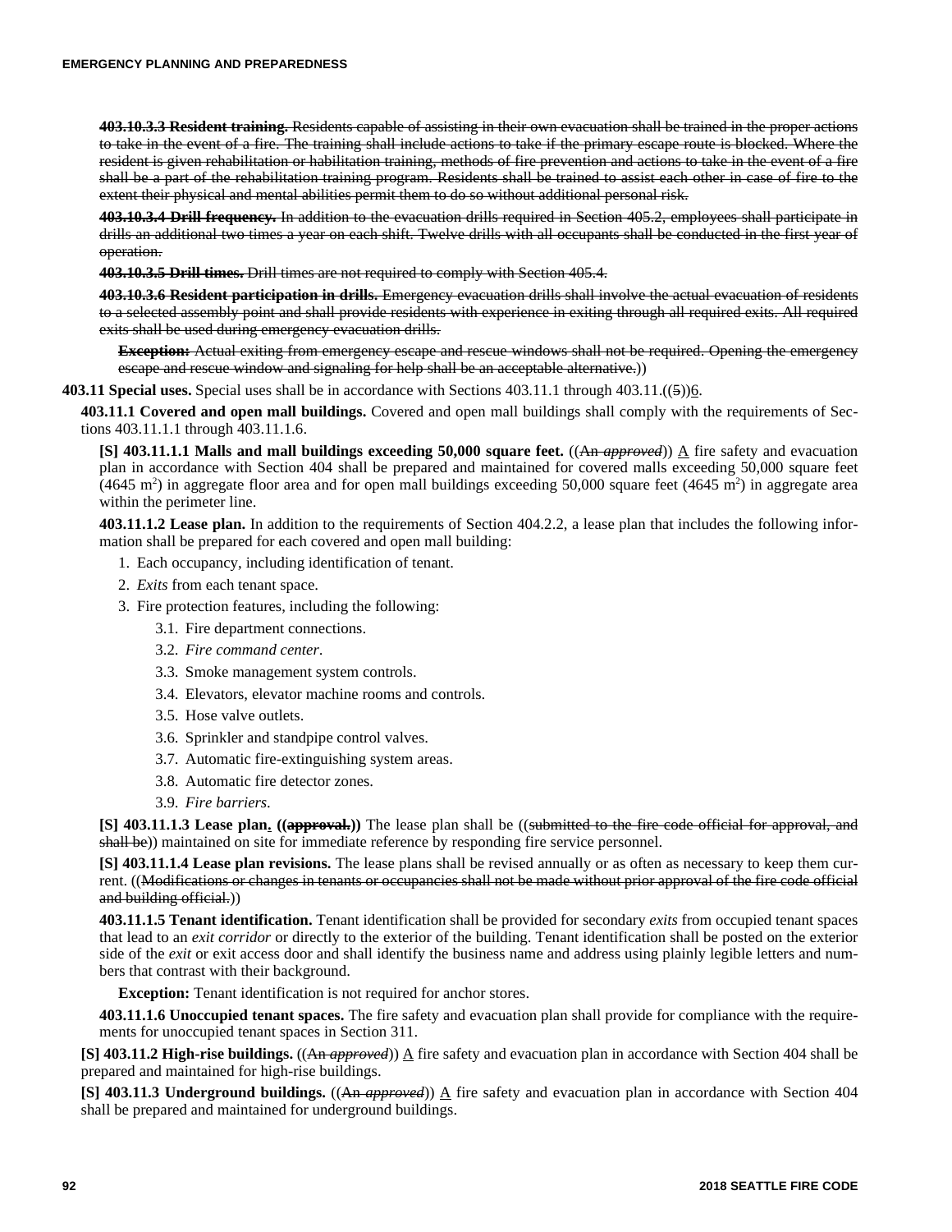~~**403.10.3.3 Resident training.** Residents capable of assisting in their own evacuation shall be trained in the proper actions to take in the event of a fire. The training shall include actions to take if the primary escape route is blocked. Where the resident is given rehabilitation or habilitation training, methods of fire prevention and actions to take in the event of a fire shall be a part of the rehabilitation training program. Residents shall be trained to assist each other in case of fire to the extent their physical and mental abilities permit them to do so without additional personal risk.~~

~~**403.10.3.4 Drill frequency.** In addition to the evacuation drills required in Section 405.2, employees shall participate in drills an additional two times a year on each shift. Twelve drills with all occupants shall be conducted in the first year of operation.~~

~~**403.10.3.5 Drill times.** Drill times are not required to comply with Section 405.4.~~

~~**403.10.3.6 Resident participation in drills.** Emergency evacuation drills shall involve the actual evacuation of residents to a selected assembly point and shall provide residents with experience in exiting through all required exits. All required exits shall be used during emergency evacuation drills.~~

~~**Exception:** Actual exiting from emergency escape and rescue windows shall not be required. Opening the emergency escape and rescue window and signaling for help shall be an acceptable alternative.~~))

**403.11 Special uses.** Special uses shall be in accordance with Sections 403.11.1 through 403.11.((~~5~~))6.

**403.11.1 Covered and open mall buildings.** Covered and open mall buildings shall comply with the requirements of Sections 403.11.1.1 through 403.11.1.6.

**[S] 403.11.1.1 Malls and mall buildings exceeding 50,000 square feet.** ((~~An *approved*~~)) A fire safety and evacuation plan in accordance with Section 404 shall be prepared and maintained for covered malls exceeding 50,000 square feet (4645 $m^2$) in aggregate floor area and for open mall buildings exceeding 50,000 square feet (4645 $m^2$) in aggregate area within the perimeter line.

**403.11.1.2 Lease plan.** In addition to the requirements of Section 404.2.2, a lease plan that includes the following information shall be prepared for each covered and open mall building:

1. Each occupancy, including identification of tenant.
2. *Exits* from each tenant space.
3. Fire protection features, including the following:
   - 3.1. Fire department connections.
   - 3.2. *Fire command center.*
   - 3.3. Smoke management system controls.
   - 3.4. Elevators, elevator machine rooms and controls.
   - 3.5. Hose valve outlets.
   - 3.6. Sprinkler and standpipe control valves.
   - 3.7. Automatic fire-extinguishing system areas.
   - 3.8. Automatic fire detector zones.
   - 3.9. *Fire barriers.*

**[S] 403.11.1.3 Lease plan. ((~~approval.~~))** The lease plan shall be ((~~submitted to the fire code official for approval, and shall be~~)) maintained on site for immediate reference by responding fire service personnel.

**[S] 403.11.1.4 Lease plan revisions.** The lease plans shall be revised annually or as often as necessary to keep them current. ((~~Modifications or changes in tenants or occupancies shall not be made without prior approval of the fire code official and building official.~~))

**403.11.1.5 Tenant identification.** Tenant identification shall be provided for secondary *exits* from occupied tenant spaces that lead to an *exit corridor* or directly to the exterior of the building. Tenant identification shall be posted on the exterior side of the *exit* or exit access door and shall identify the business name and address using plainly legible letters and numbers that contrast with their background.

**Exception:** Tenant identification is not required for anchor stores.

**403.11.1.6 Unoccupied tenant spaces.** The fire safety and evacuation plan shall provide for compliance with the requirements for unoccupied tenant spaces in Section 311.

**[S] 403.11.2 High-rise buildings.** ((~~An *approved*~~)) A fire safety and evacuation plan in accordance with Section 404 shall be prepared and maintained for high-rise buildings.

**[S] 403.11.3 Underground buildings.** ((~~An *approved*~~)) A fire safety and evacuation plan in accordance with Section 404 shall be prepared and maintained for underground buildings.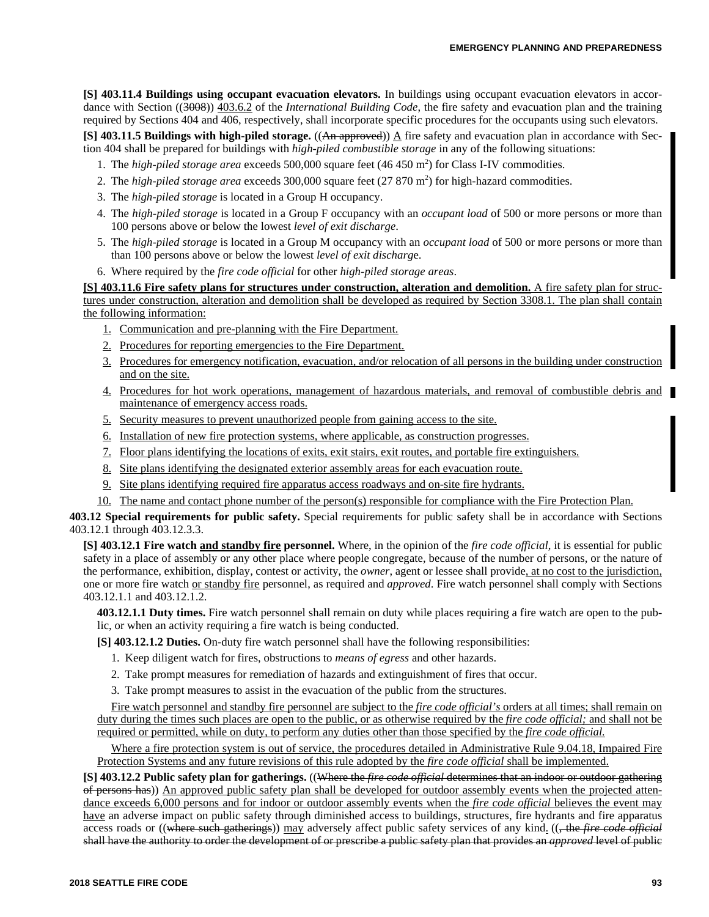**[S] 403.11.4 Buildings using occupant evacuation elevators.** In buildings using occupant evacuation elevators in accordance with Section ((3008)) 403.6.2 of the *International Building Code*, the fire safety and evacuation plan and the training required by Sections 404 and 406, respectively, shall incorporate specific procedures for the occupants using such elevators.

**[S] 403.11.5 Buildings with high-piled storage.** ((An approved)) A fire safety and evacuation plan in accordance with Section 404 shall be prepared for buildings with *high-piled combustible storage* in any of the following situations:

1. The *high-piled storage area* exceeds 500,000 square feet (46 450 $m^2$) for Class I-IV commodities.
2. The *high-piled storage area* exceeds 300,000 square feet (27 870 $m^2$) for high-hazard commodities.
3. The *high-piled storage* is located in a Group H occupancy.
4. The *high-piled storage* is located in a Group F occupancy with an *occupant load* of 500 or more persons or more than 100 persons above or below the lowest *level of exit discharge*.
5. The *high-piled storage* is located in a Group M occupancy with an *occupant load* of 500 or more persons or more than than 100 persons above or below the lowest *level of exit discharge*.
6. Where required by the *fire code official* for other *high-piled storage areas*.

**[S] 403.11.6 Fire safety plans for structures under construction, alteration and demolition.** A fire safety plan for structures under construction, alteration and demolition shall be developed as required by Section 3308.1. The plan shall contain the following information:

1. Communication and pre-planning with the Fire Department.
2. Procedures for reporting emergencies to the Fire Department.
3. Procedures for emergency notification, evacuation, and/or relocation of all persons in the building under construction and on the site.
4. Procedures for hot work operations, management of hazardous materials, and removal of combustible debris and maintenance of emergency access roads.
5. Security measures to prevent unauthorized people from gaining access to the site.
6. Installation of new fire protection systems, where applicable, as construction progresses.
7. Floor plans identifying the locations of exits, exit stairs, exit routes, and portable fire extinguishers.
8. Site plans identifying the designated exterior assembly areas for each evacuation route.
9. Site plans identifying required fire apparatus access roadways and on-site fire hydrants.
10. The name and contact phone number of the person(s) responsible for compliance with the Fire Protection Plan.

**403.12 Special requirements for public safety.** Special requirements for public safety shall be in accordance with Sections 403.12.1 through 403.12.3.3.

**[S] 403.12.1 Fire watch and standby fire personnel.** Where, in the opinion of the *fire code official*, it is essential for public safety in a place of assembly or any other place where people congregate, because of the number of persons, or the nature of the performance, exhibition, display, contest or activity, the *owner*, agent or lessee shall provide, at no cost to the jurisdiction, one or more fire watch or standby fire personnel, as required and *approved*. Fire watch personnel shall comply with Sections 403.12.1.1 and 403.12.1.2.

**403.12.1.1 Duty times.** Fire watch personnel shall remain on duty while places requiring a fire watch are open to the public, or when an activity requiring a fire watch is being conducted.

**[S] 403.12.1.2 Duties.** On-duty fire watch personnel shall have the following responsibilities:

1. Keep diligent watch for fires, obstructions to *means of egress* and other hazards.
2. Take prompt measures for remediation of hazards and extinguishment of fires that occur.
3. Take prompt measures to assist in the evacuation of the public from the structures.

Fire watch personnel and standby fire personnel are subject to the *fire code official's* orders at all times; shall remain on duty during the times such places are open to the public, or as otherwise required by the *fire code official;* and shall not be required or permitted, while on duty, to perform any duties other than those specified by the *fire code official.*

Where a fire protection system is out of service, the procedures detailed in Administrative Rule 9.04.18, Impaired Fire Protection Systems and any future revisions of this rule adopted by the *fire code official* shall be implemented.

**[S] 403.12.2 Public safety plan for gatherings.** ((Where the *fire code official* determines that an indoor or outdoor gathering of persons has)) An approved public safety plan shall be developed for outdoor assembly events when the projected attendance exceeds 6,000 persons and for indoor or outdoor assembly events when the *fire code official* believes the event may have an adverse impact on public safety through diminished access to buildings, structures, fire hydrants and fire apparatus access roads or ((where such gatherings)) may adversely affect public safety services of any kind. ((, the *fire code official* shall have the authority to order the development of or prescribe a public safety plan that provides an *approved* level of public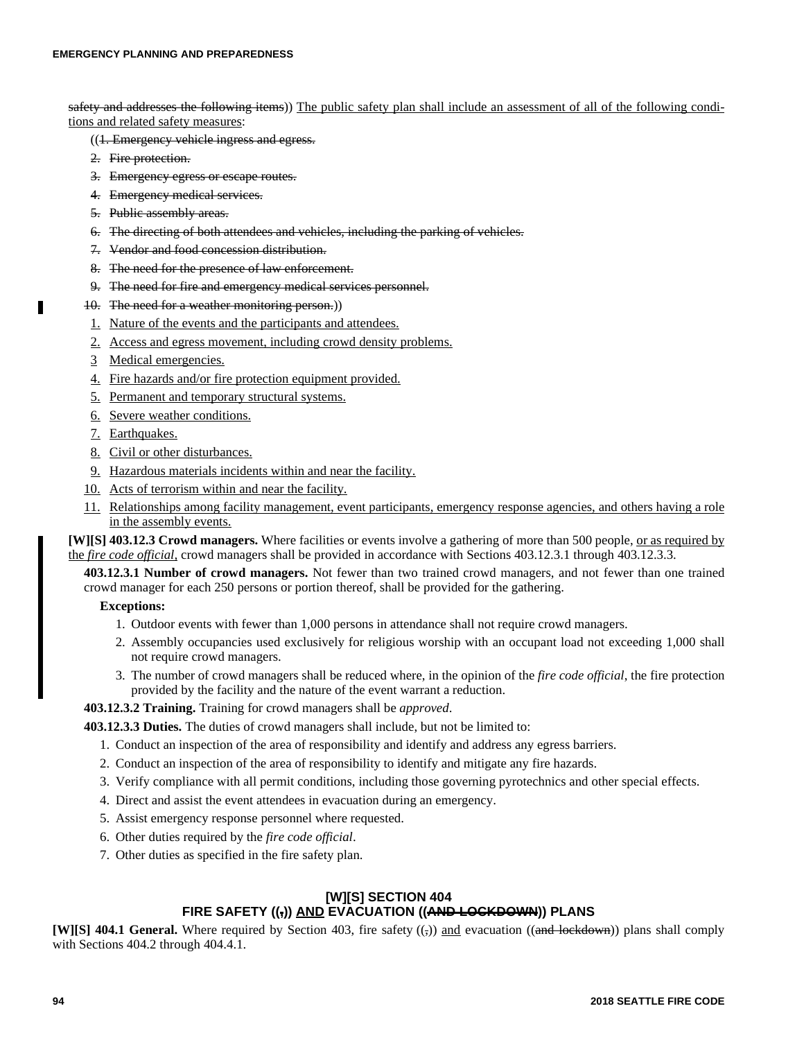safety and addresses the following items)) The public safety plan shall include an assessment of all of the following conditions and related safety measures:

((1. Emergency vehicle ingress and egress.

2. Fire protection.

3. Emergency egress or escape routes.

4. Emergency medical services.

5. Public assembly areas.

6. The directing of both attendees and vehicles, including the parking of vehicles.

7. Vendor and food concession distribution.

8. The need for the presence of law enforcement.

9. The need for fire and emergency medical services personnel.

10. The need for a weather monitoring person.))

1. Nature of the events and the participants and attendees.
2. Access and egress movement, including crowd density problems.
3. Medical emergencies.
4. Fire hazards and/or fire protection equipment provided.
5. Permanent and temporary structural systems.
6. Severe weather conditions.
7. Earthquakes.
8. Civil or other disturbances.
9. Hazardous materials incidents within and near the facility.
10. Acts of terrorism within and near the facility.
11. Relationships among facility management, event participants, emergency response agencies, and others having a role in the assembly events.

**[W][S] 403.12.3 Crowd managers.** Where facilities or events involve a gathering of more than 500 people, or as required by the *fire code official*, crowd managers shall be provided in accordance with Sections 403.12.3.1 through 403.12.3.3.

**403.12.3.1 Number of crowd managers.** Not fewer than two trained crowd managers, and not fewer than one trained crowd manager for each 250 persons or portion thereof, shall be provided for the gathering.

**Exceptions:**

1. Outdoor events with fewer than 1,000 persons in attendance shall not require crowd managers.
2. Assembly occupancies used exclusively for religious worship with an occupant load not exceeding 1,000 shall not require crowd managers.
3. The number of crowd managers shall be reduced where, in the opinion of the *fire code official*, the fire protection provided by the facility and the nature of the event warrant a reduction.

**403.12.3.2 Training.** Training for crowd managers shall be *approved*.

**403.12.3.3 Duties.** The duties of crowd managers shall include, but not be limited to:

1. Conduct an inspection of the area of responsibility and identify and address any egress barriers.
2. Conduct an inspection of the area of responsibility to identify and mitigate any fire hazards.
3. Verify compliance with all permit conditions, including those governing pyrotechnics and other special effects.
4. Direct and assist the event attendees in evacuation during an emergency.
5. Assist emergency response personnel where requested.
6. Other duties required by the *fire code official*.
7. Other duties as specified in the fire safety plan.

## [W][S] SECTION 404 FIRE SAFETY ((,)) AND EVACUATION ((AND LOCKDOWN)) PLANS

**[W][S] 404.1 General.** Where required by Section 403, fire safety ((,)) and evacuation ((and lockdown)) plans shall comply with Sections 404.2 through 404.4.1.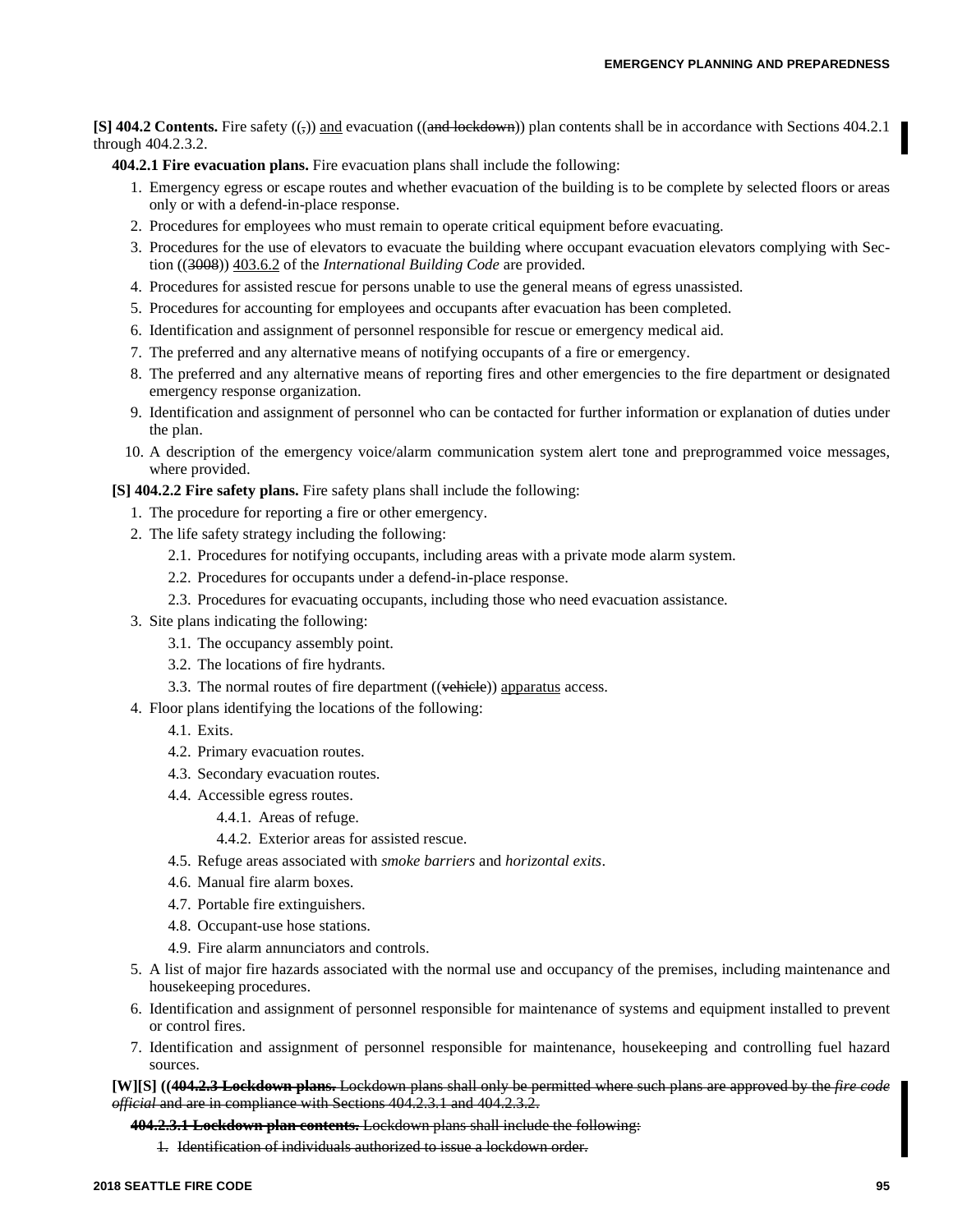**[S] 404.2 Contents.** Fire safety ((~~,~~)) <u>and</u> evacuation ((~~and lockdown~~)) plan contents shall be in accordance with Sections 404.2.1 through 404.2.3.2.

**404.2.1 Fire evacuation plans.** Fire evacuation plans shall include the following:

1. Emergency egress or escape routes and whether evacuation of the building is to be complete by selected floors or areas only or with a defend-in-place response.
2. Procedures for employees who must remain to operate critical equipment before evacuating.
3. Procedures for the use of elevators to evacuate the building where occupant evacuation elevators complying with Section ((~~3008~~)) <u>403.6.2</u> of the *International Building Code* are provided.
4. Procedures for assisted rescue for persons unable to use the general means of egress unassisted.
5. Procedures for accounting for employees and occupants after evacuation has been completed.
6. Identification and assignment of personnel responsible for rescue or emergency medical aid.
7. The preferred and any alternative means of notifying occupants of a fire or emergency.
8. The preferred and any alternative means of reporting fires and other emergencies to the fire department or designated emergency response organization.
9. Identification and assignment of personnel who can be contacted for further information or explanation of duties under the plan.
10. A description of the emergency voice/alarm communication system alert tone and preprogrammed voice messages, where provided.

**[S] 404.2.2 Fire safety plans.** Fire safety plans shall include the following:

1. The procedure for reporting a fire or other emergency.
2. The life safety strategy including the following:
   - 2.1. Procedures for notifying occupants, including areas with a private mode alarm system.
   - 2.2. Procedures for occupants under a defend-in-place response.
   - 2.3. Procedures for evacuating occupants, including those who need evacuation assistance.
3. Site plans indicating the following:
   - 3.1. The occupancy assembly point.
   - 3.2. The locations of fire hydrants.
   - 3.3. The normal routes of fire department ((~~vehicle~~)) <u>apparatus</u> access.
4. Floor plans identifying the locations of the following:
   - 4.1. Exits.
   - 4.2. Primary evacuation routes.
   - 4.3. Secondary evacuation routes.
   - 4.4. Accessible egress routes.
     - 4.4.1. Areas of refuge.
     - 4.4.2. Exterior areas for assisted rescue.
   - 4.5. Refuge areas associated with *smoke barriers* and *horizontal exits*.
   - 4.6. Manual fire alarm boxes.
   - 4.7. Portable fire extinguishers.
   - 4.8. Occupant-use hose stations.
   - 4.9. Fire alarm annunciators and controls.
5. A list of major fire hazards associated with the normal use and occupancy of the premises, including maintenance and housekeeping procedures.
6. Identification and assignment of personnel responsible for maintenance of systems and equipment installed to prevent or control fires.
7. Identification and assignment of personnel responsible for maintenance, housekeeping and controlling fuel hazard sources.

**[W][S] ((~~404.2.3 Lockdown plans.~~** ~~Lockdown plans shall only be permitted where such plans are approved by the *fire code official* and are in compliance with Sections 404.2.3.1 and 404.2.3.2.~~

**~~404.2.3.1 Lockdown plan contents.~~** ~~Lockdown plans shall include the following:~~

~~1. Identification of individuals authorized to issue a lockdown order.~~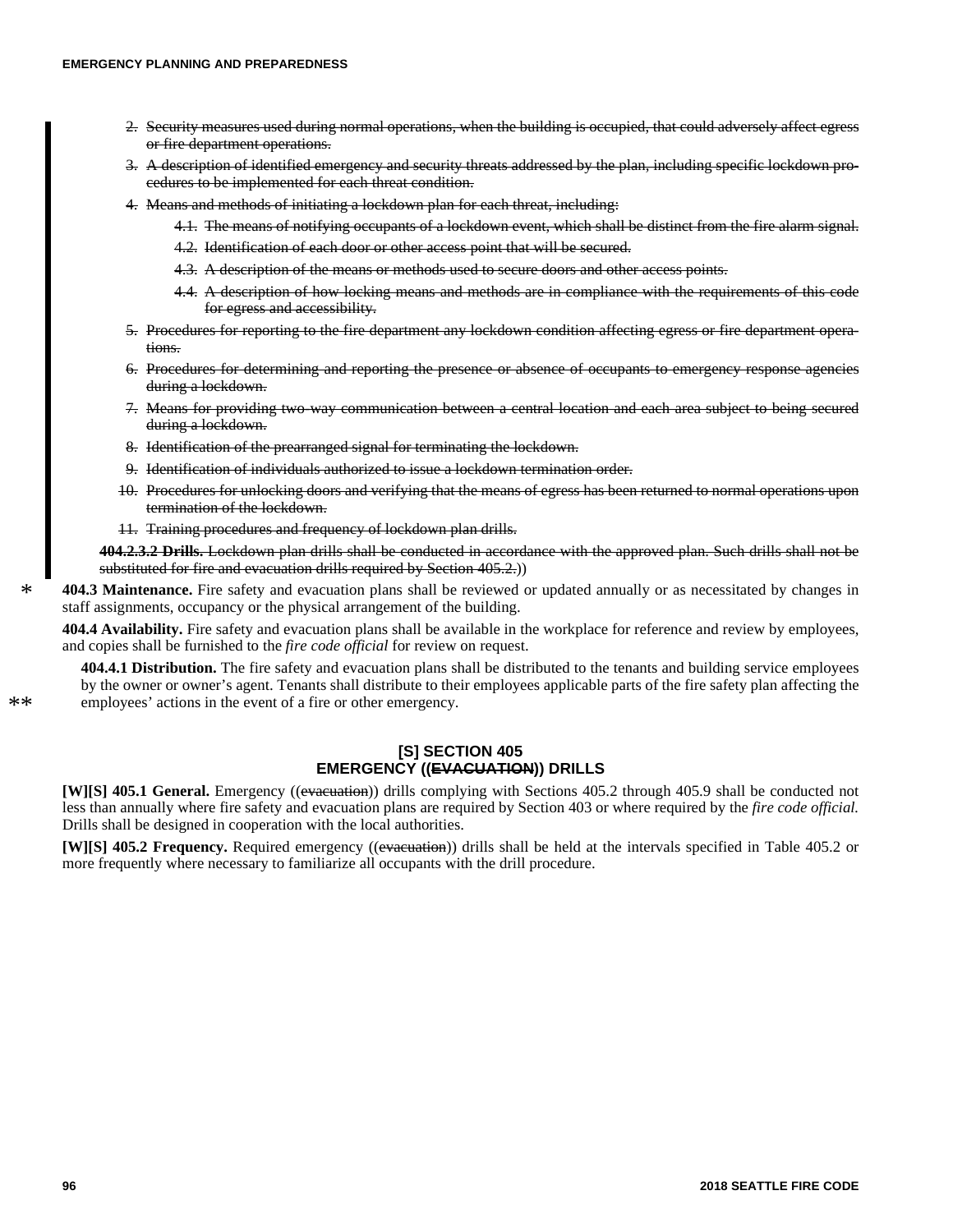2. ~~Security measures used during normal operations, when the building is occupied, that could adversely affect egress or fire department operations.~~
3. ~~A description of identified emergency and security threats addressed by the plan, including specific lockdown procedures to be implemented for each threat condition.~~
4. ~~Means and methods of initiating a lockdown plan for each threat, including:~~
   - 4.1. ~~The means of notifying occupants of a lockdown event, which shall be distinct from the fire alarm signal.~~
   - 4.2. ~~Identification of each door or other access point that will be secured.~~
   - 4.3. ~~A description of the means or methods used to secure doors and other access points.~~
   - 4.4. ~~A description of how locking means and methods are in compliance with the requirements of this code for egress and accessibility.~~
5. ~~Procedures for reporting to the fire department any lockdown condition affecting egress or fire department operations.~~
6. ~~Procedures for determining and reporting the presence or absence of occupants to emergency response agencies during a lockdown.~~
7. ~~Means for providing two-way communication between a central location and each area subject to being secured during a lockdown.~~
8. ~~Identification of the prearranged signal for terminating the lockdown.~~
9. ~~Identification of individuals authorized to issue a lockdown termination order.~~
10. ~~Procedures for unlocking doors and verifying that the means of egress has been returned to normal operations upon termination of the lockdown.~~
11. ~~Training procedures and frequency of lockdown plan drills.~~

~~**404.2.3.2 Drills.** Lockdown plan drills shall be conducted in accordance with the approved plan. Such drills shall not be substituted for fire and evacuation drills required by Section 405.2.~~))

**404.3 Maintenance.** Fire safety and evacuation plans shall be reviewed or updated annually or as necessitated by changes in staff assignments, occupancy or the physical arrangement of the building.

**404.4 Availability.** Fire safety and evacuation plans shall be available in the workplace for reference and review by employees, and copies shall be furnished to the *fire code official* for review on request.

**404.4.1 Distribution.** The fire safety and evacuation plans shall be distributed to the tenants and building service employees by the owner or owner's agent. Tenants shall distribute to their employees applicable parts of the fire safety plan affecting the employees' actions in the event of a fire or other emergency.

## [S] SECTION 405 EMERGENCY ((~~EVACUATION~~)) DRILLS

**[W][S] 405.1 General.** Emergency ((~~evacuation~~)) drills complying with Sections 405.2 through 405.9 shall be conducted not less than annually where fire safety and evacuation plans are required by Section 403 or where required by the *fire code official.* Drills shall be designed in cooperation with the local authorities.

**[W][S] 405.2 Frequency.** Required emergency ((~~evacuation~~)) drills shall be held at the intervals specified in Table 405.2 or more frequently where necessary to familiarize all occupants with the drill procedure.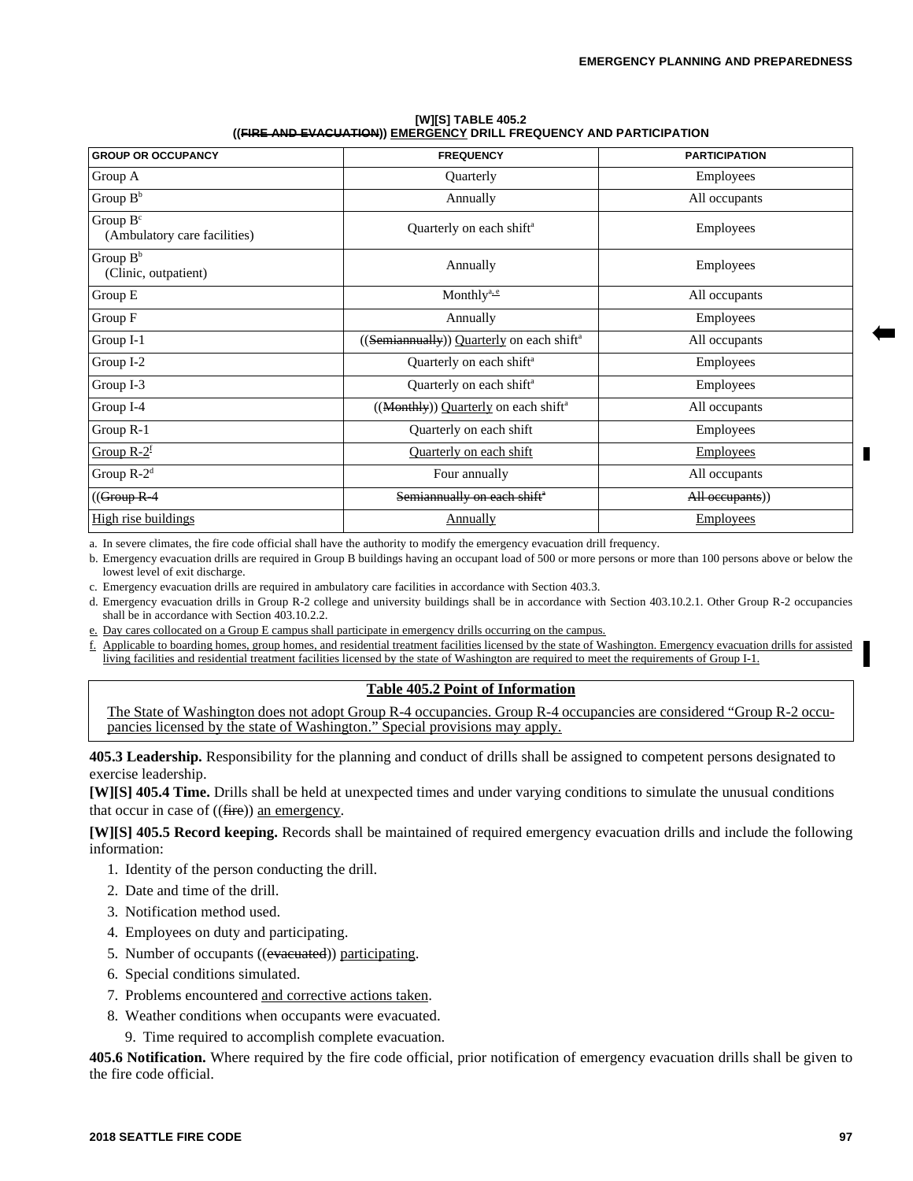**[W][S] TABLE 405.2**
**((FIRE AND EVACUATION)) EMERGENCY DRILL FREQUENCY AND PARTICIPATION**

| GROUP OR OCCUPANCY | FREQUENCY | PARTICIPATION |
|---|---|---|
| Group A | Quarterly | Employees |
| Group B[b] | Annually | All occupants |
| Group B[c] (Ambulatory care facilities) | Quarterly on each shift[a] | Employees |
| Group B[b] (Clinic, outpatient) | Annually | Employees |
| Group E | Monthly[a, e] | All occupants |
| Group F | Annually | Employees |
| Group I-1 | ((Semiannually)) Quarterly on each shift[a] | All occupants |
| Group I-2 | Quarterly on each shift[a] | Employees |
| Group I-3 | Quarterly on each shift[a] | Employees |
| Group I-4 | ((Monthly)) Quarterly on each shift[a] | All occupants |
| Group R-1 | Quarterly on each shift | Employees |
| Group R-2[f] | Quarterly on each shift | Employees |
| Group R-2[d] | Four annually | All occupants |
| ((Group R-4 | Semiannually on each shift[a] | All occupants)) |
| High rise buildings | Annually | Employees |

a. In severe climates, the fire code official shall have the authority to modify the emergency evacuation drill frequency.

b. Emergency evacuation drills are required in Group B buildings having an occupant load of 500 or more persons or more than 100 persons above or below the lowest level of exit discharge.

c. Emergency evacuation drills are required in ambulatory care facilities in accordance with Section 403.3.

d. Emergency evacuation drills in Group R-2 college and university buildings shall be in accordance with Section 403.10.2.1. Other Group R-2 occupancies shall be in accordance with Section 403.10.2.2.

e. Day cares collocated on a Group E campus shall participate in emergency drills occurring on the campus.

f. Applicable to boarding homes, group homes, and residential treatment facilities licensed by the state of Washington. Emergency evacuation drills for assisted living facilities and residential treatment facilities licensed by the state of Washington are required to meet the requirements of Group I-1.

**Table 405.2 Point of Information**

The State of Washington does not adopt Group R-4 occupancies. Group R-4 occupancies are considered "Group R-2 occupancies licensed by the state of Washington." Special provisions may apply.

**405.3 Leadership.** Responsibility for the planning and conduct of drills shall be assigned to competent persons designated to exercise leadership.

**[W][S] 405.4 Time.** Drills shall be held at unexpected times and under varying conditions to simulate the unusual conditions that occur in case of ((fire)) an emergency.

**[W][S] 405.5 Record keeping.** Records shall be maintained of required emergency evacuation drills and include the following information:

1. Identity of the person conducting the drill.
2. Date and time of the drill.
3. Notification method used.
4. Employees on duty and participating.
5. Number of occupants ((evacuated)) participating.
6. Special conditions simulated.
7. Problems encountered and corrective actions taken.
8. Weather conditions when occupants were evacuated.
9. Time required to accomplish complete evacuation.

**405.6 Notification.** Where required by the fire code official, prior notification of emergency evacuation drills shall be given to the fire code official.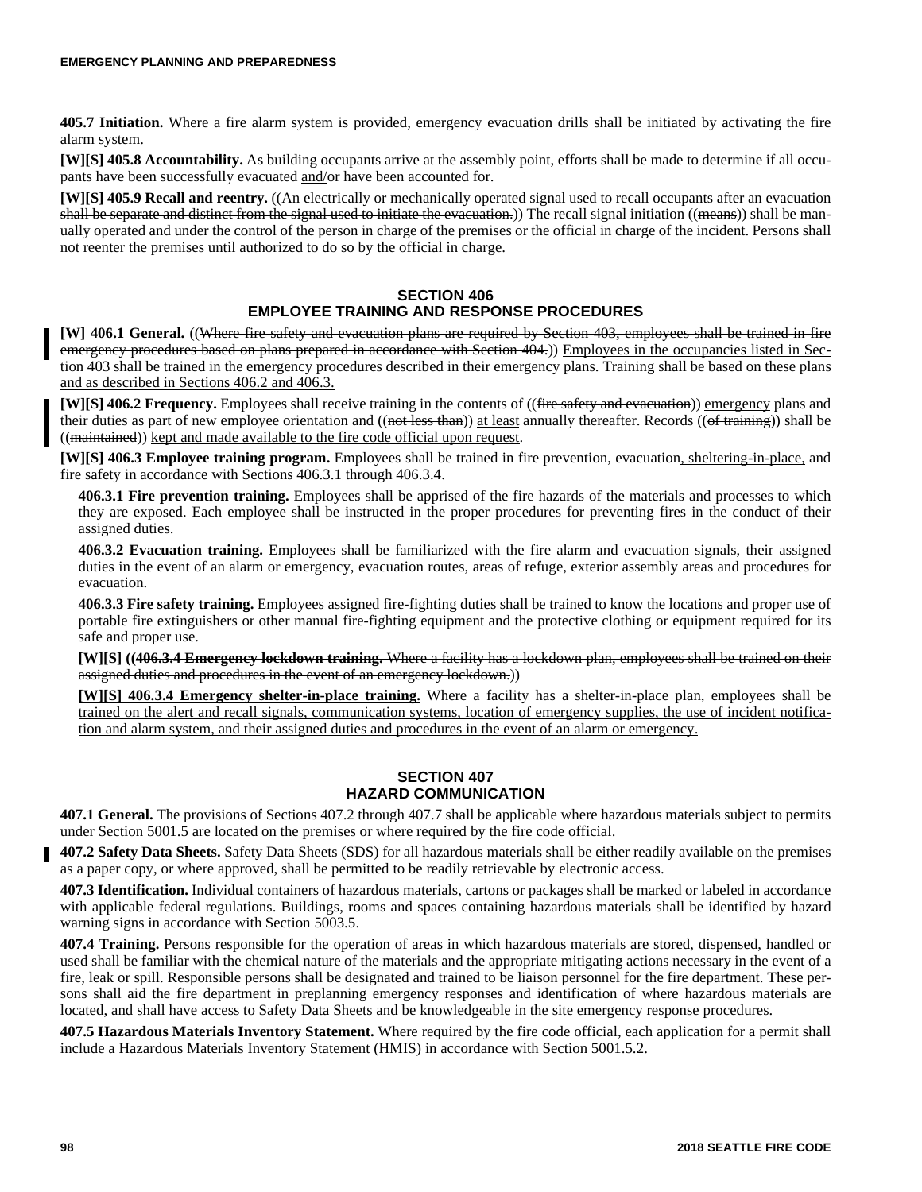**405.7 Initiation.** Where a fire alarm system is provided, emergency evacuation drills shall be initiated by activating the fire alarm system.

**[W][S] 405.8 Accountability.** As building occupants arrive at the assembly point, efforts shall be made to determine if all occupants have been successfully evacuated <u>and/</u>or have been accounted for.

**[W][S] 405.9 Recall and reentry.** ((~~An electrically or mechanically operated signal used to recall occupants after an evacuation shall be separate and distinct from the signal used to initiate the evacuation.~~)) The recall signal initiation ((~~means~~)) shall be manually operated and under the control of the person in charge of the premises or the official in charge of the incident. Persons shall not reenter the premises until authorized to do so by the official in charge.

## SECTION 406
## EMPLOYEE TRAINING AND RESPONSE PROCEDURES

**[W] 406.1 General.** ((~~Where fire safety and evacuation plans are required by Section 403, employees shall be trained in fire emergency procedures based on plans prepared in accordance with Section 404.~~)) <u>Employees in the occupancies listed in Section 403 shall be trained in the emergency procedures described in their emergency plans. Training shall be based on these plans and as described in Sections 406.2 and 406.3.</u>

**[W][S] 406.2 Frequency.** Employees shall receive training in the contents of ((~~fire safety and evacuation~~)) <u>emergency</u> plans and their duties as part of new employee orientation and ((~~not less than~~)) <u>at least</u> annually thereafter. Records ((~~of training~~)) shall be ((~~maintained~~)) <u>kept and made available to the fire code official upon request</u>.

**[W][S] 406.3 Employee training program.** Employees shall be trained in fire prevention, evacuation<u>, sheltering-in-place,</u> and fire safety in accordance with Sections 406.3.1 through 406.3.4.

**406.3.1 Fire prevention training.** Employees shall be apprised of the fire hazards of the materials and processes to which they are exposed. Each employee shall be instructed in the proper procedures for preventing fires in the conduct of their assigned duties.

**406.3.2 Evacuation training.** Employees shall be familiarized with the fire alarm and evacuation signals, their assigned duties in the event of an alarm or emergency, evacuation routes, areas of refuge, exterior assembly areas and procedures for evacuation.

**406.3.3 Fire safety training.** Employees assigned fire-fighting duties shall be trained to know the locations and proper use of portable fire extinguishers or other manual fire-fighting equipment and the protective clothing or equipment required for its safe and proper use.

**[W][S] ((~~406.3.4 Emergency lockdown training.~~** ~~Where a facility has a lockdown plan, employees shall be trained on their assigned duties and procedures in the event of an emergency lockdown.~~))

<u>**[W][S] 406.3.4 Emergency shelter-in-place training.** Where a facility has a shelter-in-place plan, employees shall be trained on the alert and recall signals, communication systems, location of emergency supplies, the use of incident notification and alarm system, and their assigned duties and procedures in the event of an alarm or emergency.</u>

## SECTION 407
## HAZARD COMMUNICATION

**407.1 General.** The provisions of Sections 407.2 through 407.7 shall be applicable where hazardous materials subject to permits under Section 5001.5 are located on the premises or where required by the fire code official.

**407.2 Safety Data Sheets.** Safety Data Sheets (SDS) for all hazardous materials shall be either readily available on the premises as a paper copy, or where approved, shall be permitted to be readily retrievable by electronic access.

**407.3 Identification.** Individual containers of hazardous materials, cartons or packages shall be marked or labeled in accordance with applicable federal regulations. Buildings, rooms and spaces containing hazardous materials shall be identified by hazard warning signs in accordance with Section 5003.5.

**407.4 Training.** Persons responsible for the operation of areas in which hazardous materials are stored, dispensed, handled or used shall be familiar with the chemical nature of the materials and the appropriate mitigating actions necessary in the event of a fire, leak or spill. Responsible persons shall be designated and trained to be liaison personnel for the fire department. These persons shall aid the fire department in preplanning emergency responses and identification of where hazardous materials are located, and shall have access to Safety Data Sheets and be knowledgeable in the site emergency response procedures.

**407.5 Hazardous Materials Inventory Statement.** Where required by the fire code official, each application for a permit shall include a Hazardous Materials Inventory Statement (HMIS) in accordance with Section 5001.5.2.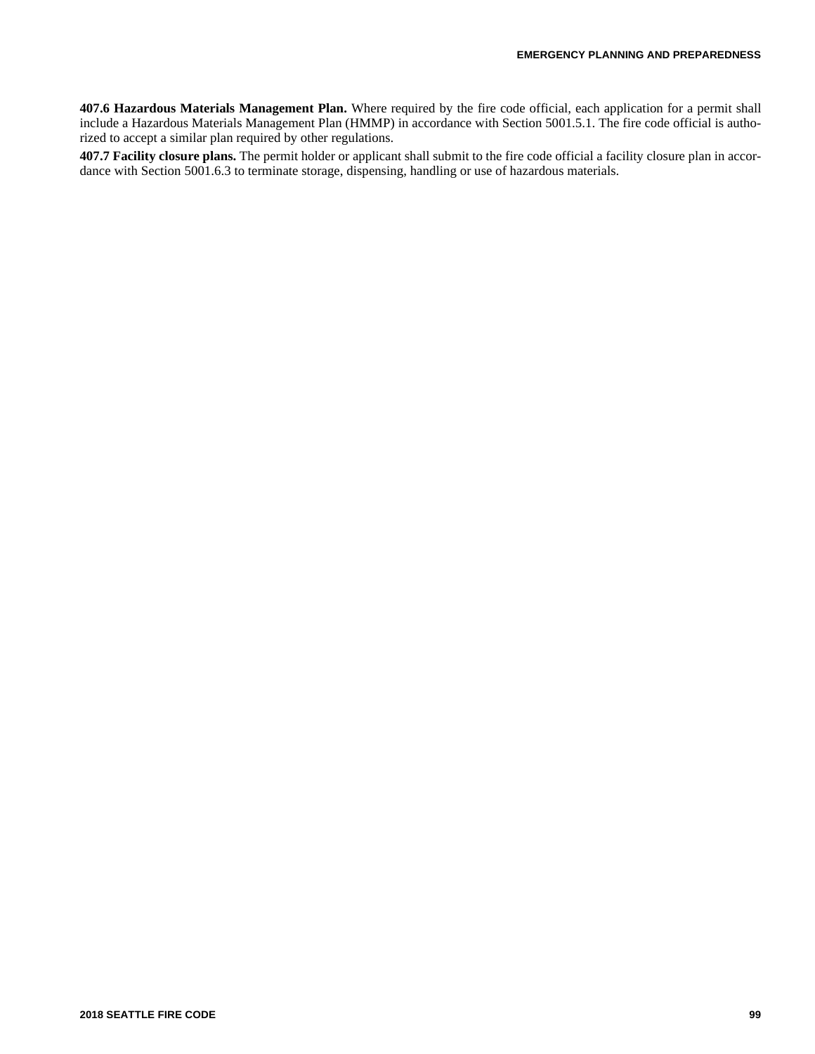**407.6 Hazardous Materials Management Plan.** Where required by the fire code official, each application for a permit shall include a Hazardous Materials Management Plan (HMMP) in accordance with Section 5001.5.1. The fire code official is authorized to accept a similar plan required by other regulations.

**407.7 Facility closure plans.** The permit holder or applicant shall submit to the fire code official a facility closure plan in accordance with Section 5001.6.3 to terminate storage, dispensing, handling or use of hazardous materials.